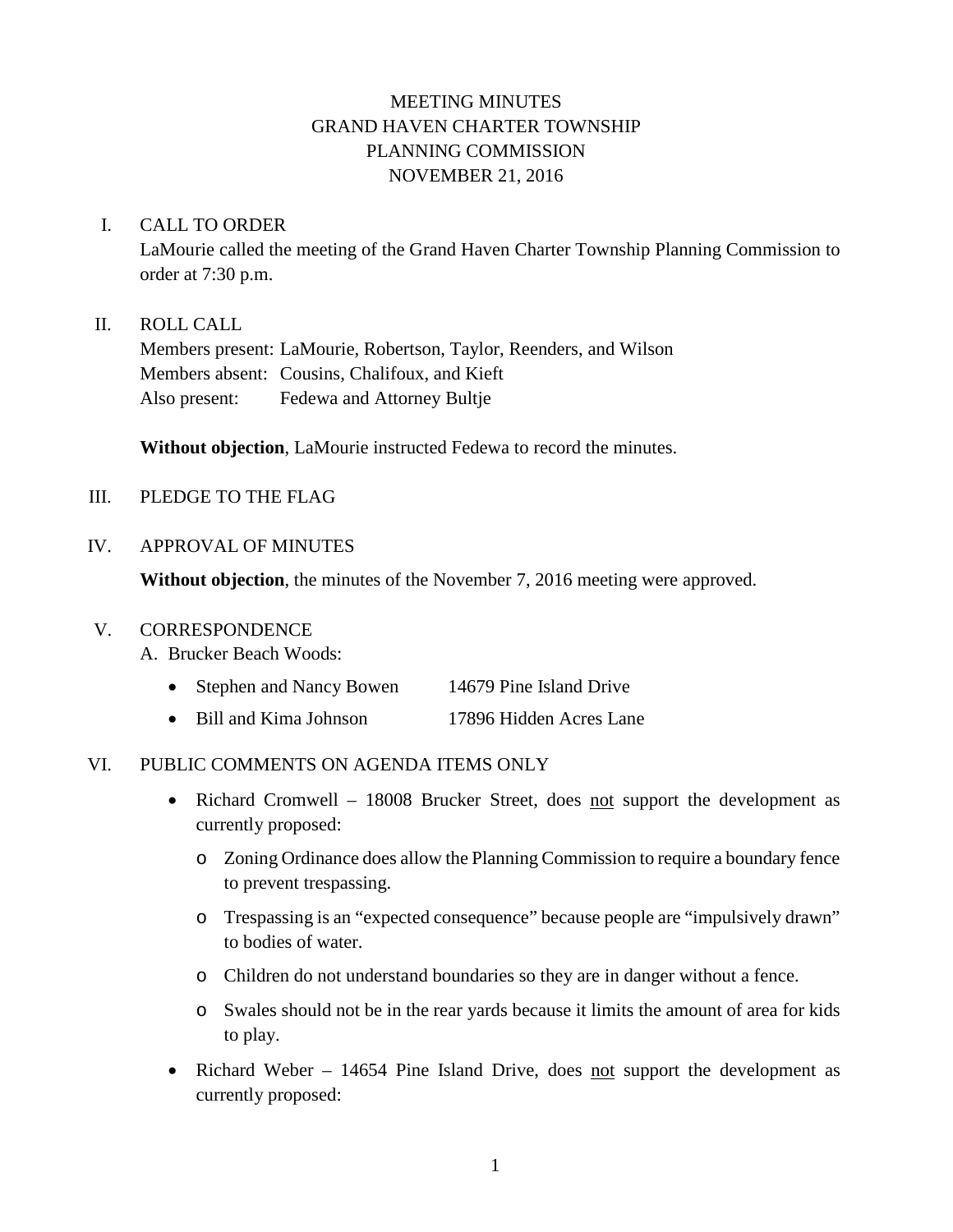# MEETING MINUTES
# GRAND HAVEN CHARTER TOWNSHIP
# PLANNING COMMISSION
# NOVEMBER 21, 2016

I. CALL TO ORDER

LaMourie called the meeting of the Grand Haven Charter Township Planning Commission to order at 7:30 p.m.

II. ROLL CALL

Members present: LaMourie, Robertson, Taylor, Reenders, and Wilson
Members absent: Cousins, Chalifoux, and Kieft
Also present: Fedewa and Attorney Bultje

**Without objection**, LaMourie instructed Fedewa to record the minutes.

III. PLEDGE TO THE FLAG

IV. APPROVAL OF MINUTES

**Without objection**, the minutes of the November 7, 2016 meeting were approved.

V. CORRESPONDENCE

A. Brucker Beach Woods:

- Stephen and Nancy Bowen 14679 Pine Island Drive
- Bill and Kima Johnson 17896 Hidden Acres Lane

VI. PUBLIC COMMENTS ON AGENDA ITEMS ONLY

- Richard Cromwell – 18008 Brucker Street, does <u>not</u> support the development as currently proposed:
  - Zoning Ordinance does allow the Planning Commission to require a boundary fence to prevent trespassing.
  - Trespassing is an "expected consequence" because people are "impulsively drawn" to bodies of water.
  - Children do not understand boundaries so they are in danger without a fence.
  - Swales should not be in the rear yards because it limits the amount of area for kids to play.
- Richard Weber – 14654 Pine Island Drive, does <u>not</u> support the development as currently proposed: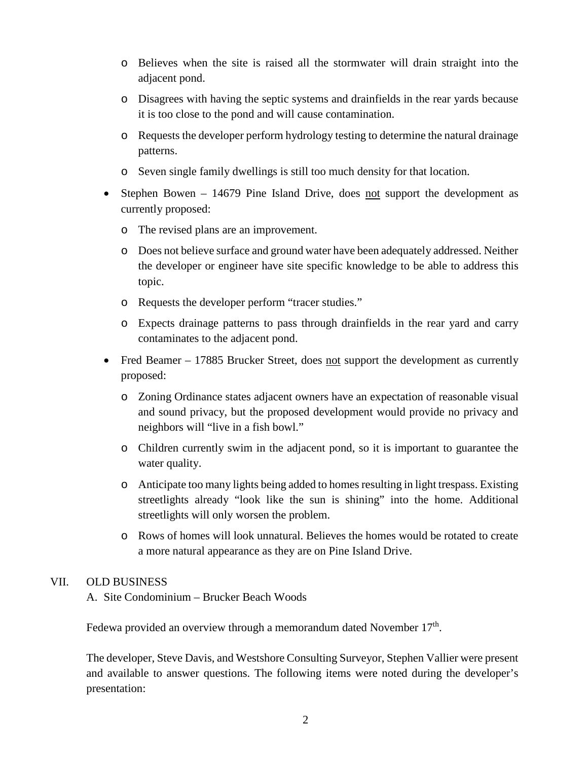- Believes when the site is raised all the stormwater will drain straight into the adjacent pond.
- Disagrees with having the septic systems and drainfields in the rear yards because it is too close to the pond and will cause contamination.
- Requests the developer perform hydrology testing to determine the natural drainage patterns.
- Seven single family dwellings is still too much density for that location.

- Stephen Bowen – 14679 Pine Island Drive, does <u>not</u> support the development as currently proposed:
  - The revised plans are an improvement.
  - Does not believe surface and ground water have been adequately addressed. Neither the developer or engineer have site specific knowledge to be able to address this topic.
  - Requests the developer perform "tracer studies."
  - Expects drainage patterns to pass through drainfields in the rear yard and carry contaminates to the adjacent pond.
- Fred Beamer – 17885 Brucker Street, does <u>not</u> support the development as currently proposed:
  - Zoning Ordinance states adjacent owners have an expectation of reasonable visual and sound privacy, but the proposed development would provide no privacy and neighbors will "live in a fish bowl."
  - Children currently swim in the adjacent pond, so it is important to guarantee the water quality.
  - Anticipate too many lights being added to homes resulting in light trespass. Existing streetlights already "look like the sun is shining" into the home. Additional streetlights will only worsen the problem.
  - Rows of homes will look unnatural. Believes the homes would be rotated to create a more natural appearance as they are on Pine Island Drive.

## VII. OLD BUSINESS

A. Site Condominium – Brucker Beach Woods

Fedewa provided an overview through a memorandum dated November 17th.

The developer, Steve Davis, and Westshore Consulting Surveyor, Stephen Vallier were present and available to answer questions. The following items were noted during the developer's presentation: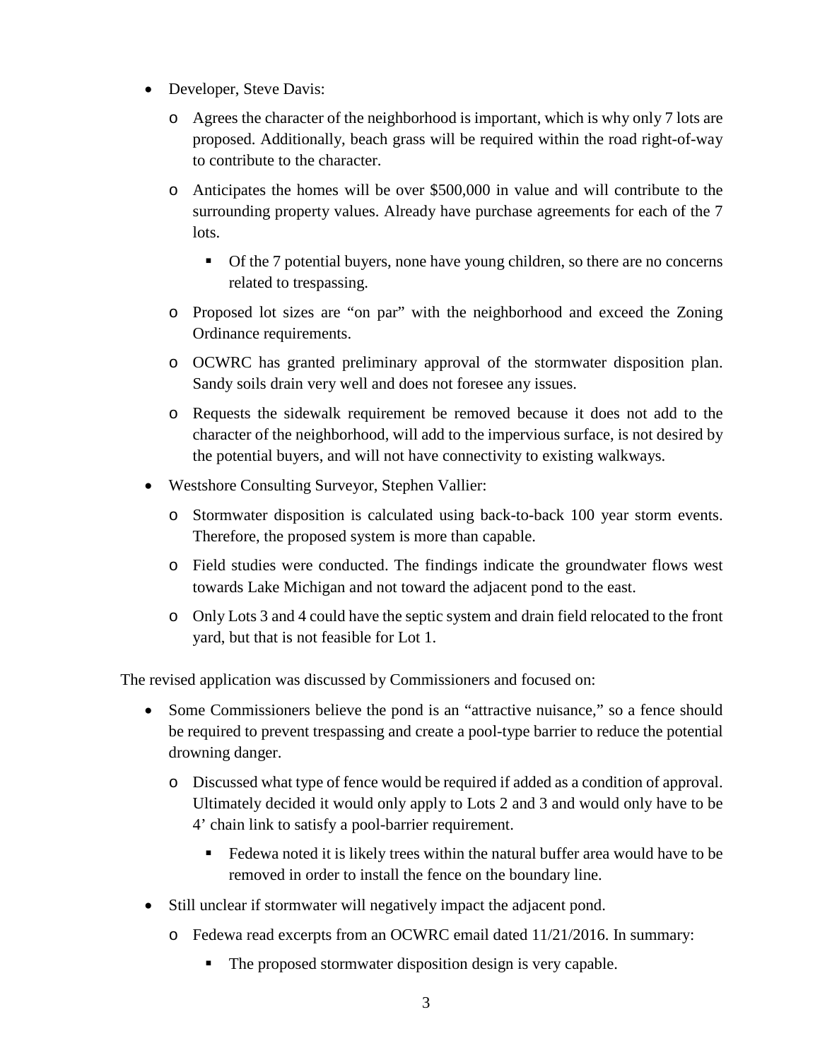- Developer, Steve Davis:
  - Agrees the character of the neighborhood is important, which is why only 7 lots are proposed. Additionally, beach grass will be required within the road right-of-way to contribute to the character.
  - Anticipates the homes will be over $500,000 in value and will contribute to the surrounding property values. Already have purchase agreements for each of the 7 lots.
    - Of the 7 potential buyers, none have young children, so there are no concerns related to trespassing.
  - Proposed lot sizes are "on par" with the neighborhood and exceed the Zoning Ordinance requirements.
  - OCWRC has granted preliminary approval of the stormwater disposition plan. Sandy soils drain very well and does not foresee any issues.
  - Requests the sidewalk requirement be removed because it does not add to the character of the neighborhood, will add to the impervious surface, is not desired by the potential buyers, and will not have connectivity to existing walkways.
- Westshore Consulting Surveyor, Stephen Vallier:
  - Stormwater disposition is calculated using back-to-back 100 year storm events. Therefore, the proposed system is more than capable.
  - Field studies were conducted. The findings indicate the groundwater flows west towards Lake Michigan and not toward the adjacent pond to the east.
  - Only Lots 3 and 4 could have the septic system and drain field relocated to the front yard, but that is not feasible for Lot 1.

The revised application was discussed by Commissioners and focused on:

- Some Commissioners believe the pond is an "attractive nuisance," so a fence should be required to prevent trespassing and create a pool-type barrier to reduce the potential drowning danger.
  - Discussed what type of fence would be required if added as a condition of approval. Ultimately decided it would only apply to Lots 2 and 3 and would only have to be 4' chain link to satisfy a pool-barrier requirement.
    - Fedewa noted it is likely trees within the natural buffer area would have to be removed in order to install the fence on the boundary line.
- Still unclear if stormwater will negatively impact the adjacent pond.
  - Fedewa read excerpts from an OCWRC email dated 11/21/2016. In summary:
    - The proposed stormwater disposition design is very capable.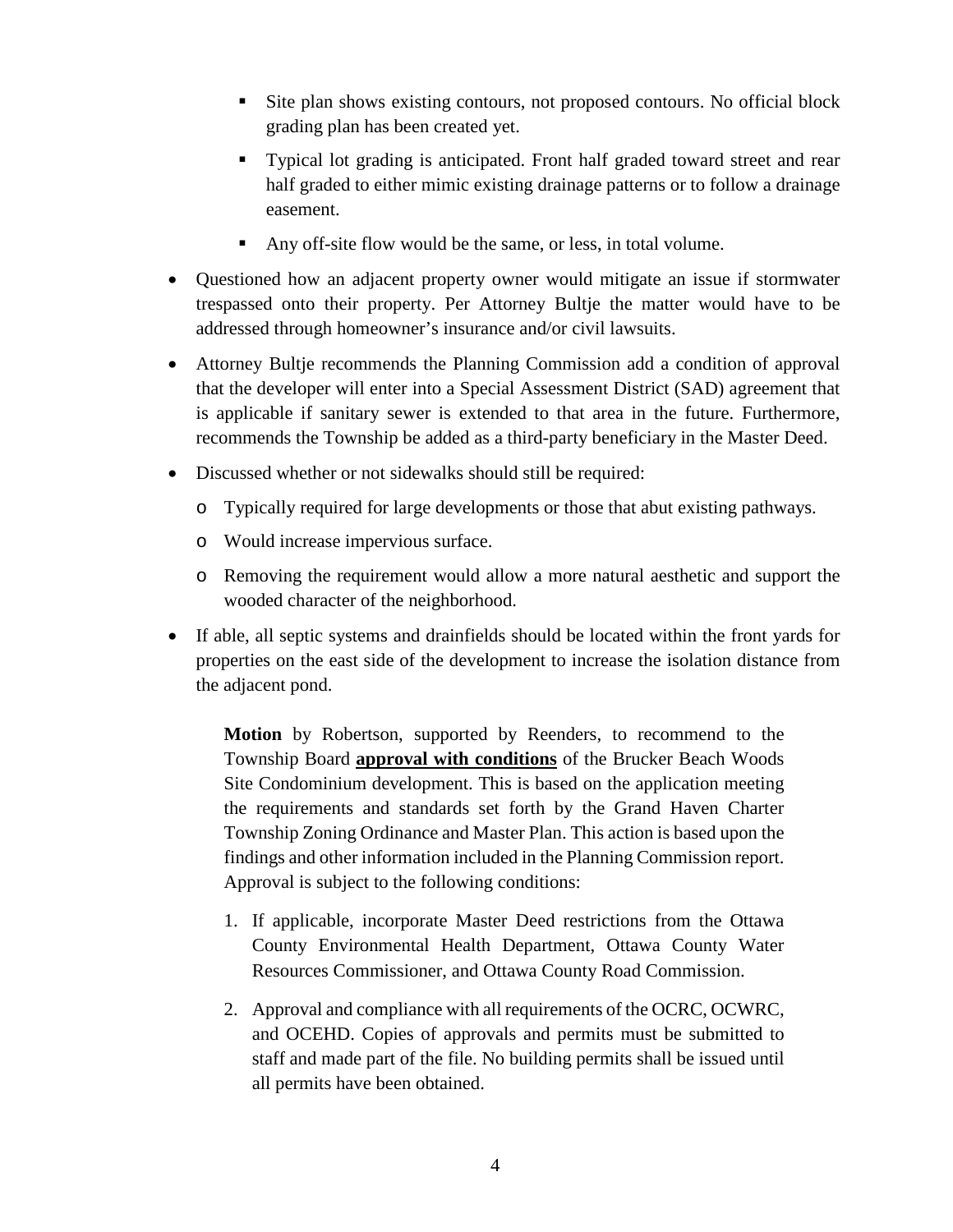- Site plan shows existing contours, not proposed contours. No official block grading plan has been created yet.
    - Typical lot grading is anticipated. Front half graded toward street and rear half graded to either mimic existing drainage patterns or to follow a drainage easement.
    - Any off-site flow would be the same, or less, in total volume.

- Questioned how an adjacent property owner would mitigate an issue if stormwater trespassed onto their property. Per Attorney Bultje the matter would have to be addressed through homeowner's insurance and/or civil lawsuits.
- Attorney Bultje recommends the Planning Commission add a condition of approval that the developer will enter into a Special Assessment District (SAD) agreement that is applicable if sanitary sewer is extended to that area in the future. Furthermore, recommends the Township be added as a third-party beneficiary in the Master Deed.
- Discussed whether or not sidewalks should still be required:
  - Typically required for large developments or those that abut existing pathways.
  - Would increase impervious surface.
  - Removing the requirement would allow a more natural aesthetic and support the wooded character of the neighborhood.
- If able, all septic systems and drainfields should be located within the front yards for properties on the east side of the development to increase the isolation distance from the adjacent pond.

> **Motion** by Robertson, supported by Reenders, to recommend to the Township Board **<u>approval with conditions</u>** of the Brucker Beach Woods Site Condominium development. This is based on the application meeting the requirements and standards set forth by the Grand Haven Charter Township Zoning Ordinance and Master Plan. This action is based upon the findings and other information included in the Planning Commission report. Approval is subject to the following conditions:
>
> 1. If applicable, incorporate Master Deed restrictions from the Ottawa County Environmental Health Department, Ottawa County Water Resources Commissioner, and Ottawa County Road Commission.
> 2. Approval and compliance with all requirements of the OCRC, OCWRC, and OCEHD. Copies of approvals and permits must be submitted to staff and made part of the file. No building permits shall be issued until all permits have been obtained.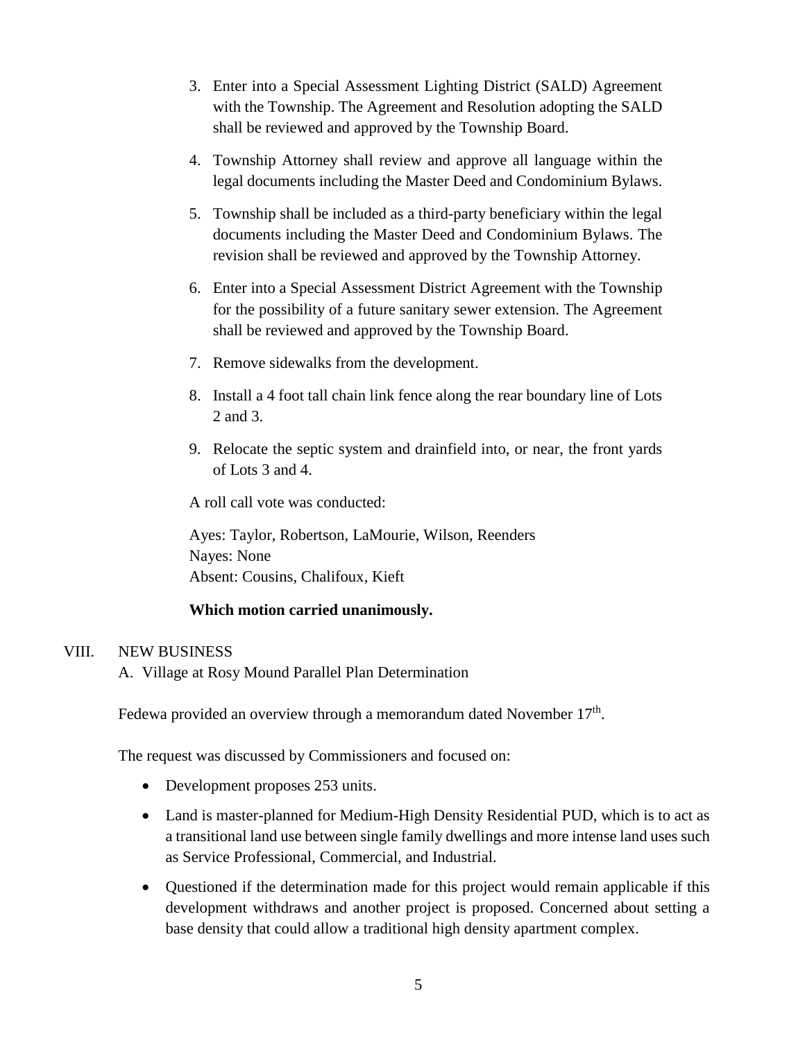3. Enter into a Special Assessment Lighting District (SALD) Agreement with the Township. The Agreement and Resolution adopting the SALD shall be reviewed and approved by the Township Board.
4. Township Attorney shall review and approve all language within the legal documents including the Master Deed and Condominium Bylaws.
5. Township shall be included as a third-party beneficiary within the legal documents including the Master Deed and Condominium Bylaws. The revision shall be reviewed and approved by the Township Attorney.
6. Enter into a Special Assessment District Agreement with the Township for the possibility of a future sanitary sewer extension. The Agreement shall be reviewed and approved by the Township Board.
7. Remove sidewalks from the development.
8. Install a 4 foot tall chain link fence along the rear boundary line of Lots 2 and 3.
9. Relocate the septic system and drainfield into, or near, the front yards of Lots 3 and 4.

A roll call vote was conducted:

Ayes: Taylor, Robertson, LaMourie, Wilson, Reenders
Nayes: None
Absent: Cousins, Chalifoux, Kieft

**Which motion carried unanimously.**

## VIII. NEW BUSINESS

A. Village at Rosy Mound Parallel Plan Determination

Fedewa provided an overview through a memorandum dated November 17th.

The request was discussed by Commissioners and focused on:

- Development proposes 253 units.
- Land is master-planned for Medium-High Density Residential PUD, which is to act as a transitional land use between single family dwellings and more intense land uses such as Service Professional, Commercial, and Industrial.
- Questioned if the determination made for this project would remain applicable if this development withdraws and another project is proposed. Concerned about setting a base density that could allow a traditional high density apartment complex.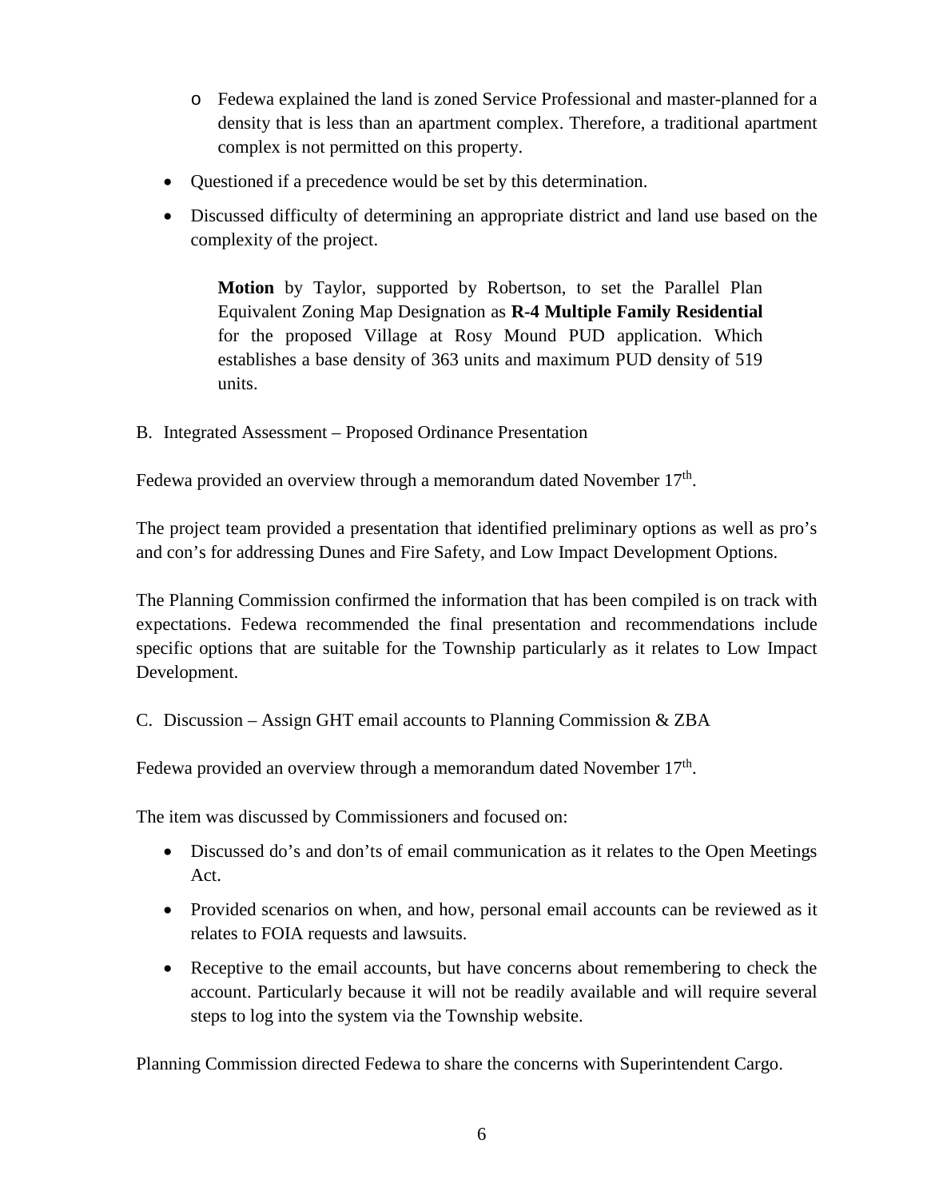- Fedewa explained the land is zoned Service Professional and master-planned for a density that is less than an apartment complex. Therefore, a traditional apartment complex is not permitted on this property.
- Questioned if a precedence would be set by this determination.
- Discussed difficulty of determining an appropriate district and land use based on the complexity of the project.

> **Motion** by Taylor, supported by Robertson, to set the Parallel Plan Equivalent Zoning Map Designation as **R-4 Multiple Family Residential** for the proposed Village at Rosy Mound PUD application. Which establishes a base density of 363 units and maximum PUD density of 519 units.

B. Integrated Assessment – Proposed Ordinance Presentation

Fedewa provided an overview through a memorandum dated November 17th.

The project team provided a presentation that identified preliminary options as well as pro's and con's for addressing Dunes and Fire Safety, and Low Impact Development Options.

The Planning Commission confirmed the information that has been compiled is on track with expectations. Fedewa recommended the final presentation and recommendations include specific options that are suitable for the Township particularly as it relates to Low Impact Development.

C. Discussion – Assign GHT email accounts to Planning Commission & ZBA

Fedewa provided an overview through a memorandum dated November 17th.

The item was discussed by Commissioners and focused on:

- Discussed do's and don'ts of email communication as it relates to the Open Meetings Act.
- Provided scenarios on when, and how, personal email accounts can be reviewed as it relates to FOIA requests and lawsuits.
- Receptive to the email accounts, but have concerns about remembering to check the account. Particularly because it will not be readily available and will require several steps to log into the system via the Township website.

Planning Commission directed Fedewa to share the concerns with Superintendent Cargo.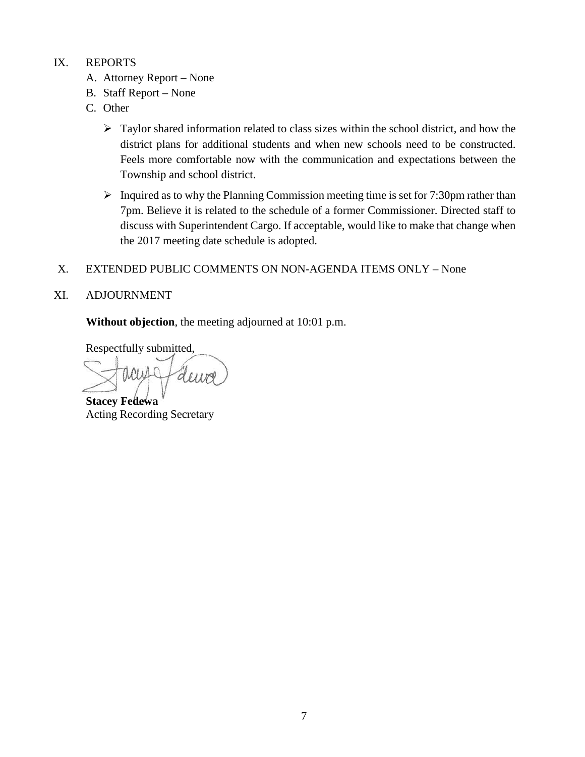IX. REPORTS

A. Attorney Report – None

B. Staff Report – None

C. Other

- Taylor shared information related to class sizes within the school district, and how the district plans for additional students and when new schools need to be constructed. Feels more comfortable now with the communication and expectations between the Township and school district.

- Inquired as to why the Planning Commission meeting time is set for 7:30pm rather than 7pm. Believe it is related to the schedule of a former Commissioner. Directed staff to discuss with Superintendent Cargo. If acceptable, would like to make that change when the 2017 meeting date schedule is adopted.

X. EXTENDED PUBLIC COMMENTS ON NON-AGENDA ITEMS ONLY – None

XI. ADJOURNMENT

**Without objection**, the meeting adjourned at 10:01 p.m.

Respectfully submitted,

**Stacey Fedewa**
Acting Recording Secretary